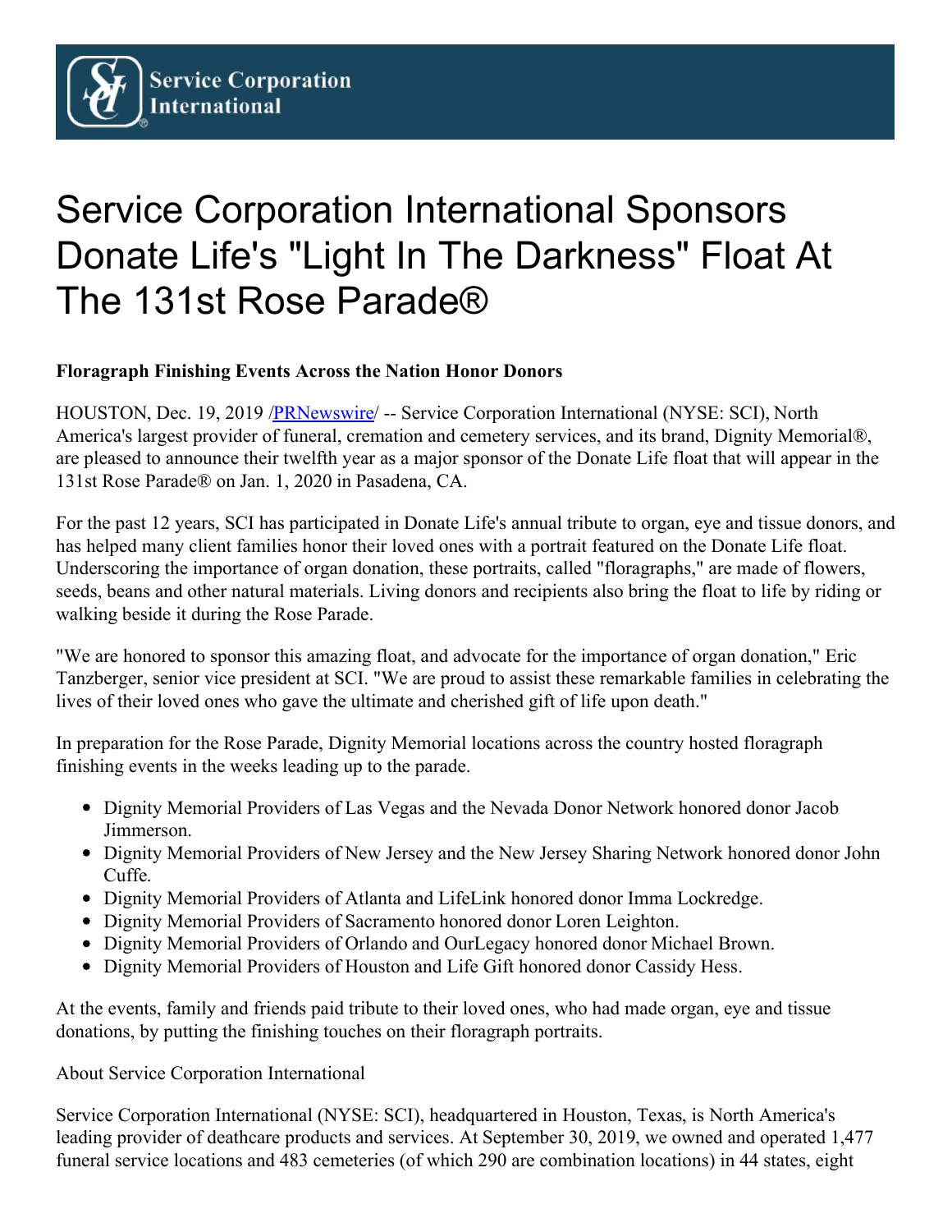Service Corporation International

# Service Corporation International Sponsors Donate Life's "Light In The Darkness" Float At The 131st Rose Parade®

**Floragraph Finishing Events Across the Nation Honor Donors**

HOUSTON, Dec. 19, 2019 /PRNewswire/ -- Service Corporation International (NYSE: SCI), North America's largest provider of funeral, cremation and cemetery services, and its brand, Dignity Memorial®, are pleased to announce their twelfth year as a major sponsor of the Donate Life float that will appear in the 131st Rose Parade® on Jan. 1, 2020 in Pasadena, CA.

For the past 12 years, SCI has participated in Donate Life's annual tribute to organ, eye and tissue donors, and has helped many client families honor their loved ones with a portrait featured on the Donate Life float. Underscoring the importance of organ donation, these portraits, called "floragraphs," are made of flowers, seeds, beans and other natural materials. Living donors and recipients also bring the float to life by riding or walking beside it during the Rose Parade.

"We are honored to sponsor this amazing float, and advocate for the importance of organ donation," Eric Tanzberger, senior vice president at SCI. "We are proud to assist these remarkable families in celebrating the lives of their loved ones who gave the ultimate and cherished gift of life upon death."

In preparation for the Rose Parade, Dignity Memorial locations across the country hosted floragraph finishing events in the weeks leading up to the parade.

- Dignity Memorial Providers of Las Vegas and the Nevada Donor Network honored donor Jacob Jimmerson.
- Dignity Memorial Providers of New Jersey and the New Jersey Sharing Network honored donor John Cuffe.
- Dignity Memorial Providers of Atlanta and LifeLink honored donor Imma Lockredge.
- Dignity Memorial Providers of Sacramento honored donor Loren Leighton.
- Dignity Memorial Providers of Orlando and OurLegacy honored donor Michael Brown.
- Dignity Memorial Providers of Houston and Life Gift honored donor Cassidy Hess.

At the events, family and friends paid tribute to their loved ones, who had made organ, eye and tissue donations, by putting the finishing touches on their floragraph portraits.

About Service Corporation International

Service Corporation International (NYSE: SCI), headquartered in Houston, Texas, is North America's leading provider of deathcare products and services. At September 30, 2019, we owned and operated 1,477 funeral service locations and 483 cemeteries (of which 290 are combination locations) in 44 states, eight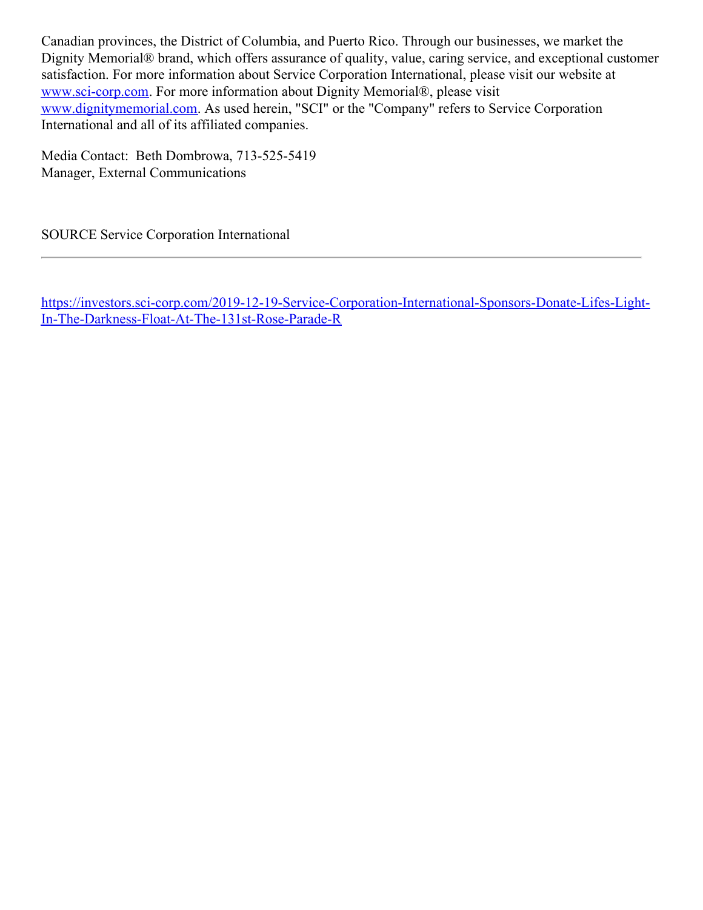Canadian provinces, the District of Columbia, and Puerto Rico. Through our businesses, we market the Dignity Memorial® brand, which offers assurance of quality, value, caring service, and exceptional customer satisfaction. For more information about Service Corporation International, please visit our website at www.sci-corp.com. For more information about Dignity Memorial®, please visit www.dignitymemorial.com. As used herein, "SCI" or the "Company" refers to Service Corporation International and all of its affiliated companies.

Media Contact: Beth Dombrowa, 713-525-5419
Manager, External Communications

SOURCE Service Corporation International

---

https://investors.sci-corp.com/2019-12-19-Service-Corporation-International-Sponsors-Donate-Lifes-Light-In-The-Darkness-Float-At-The-131st-Rose-Parade-R